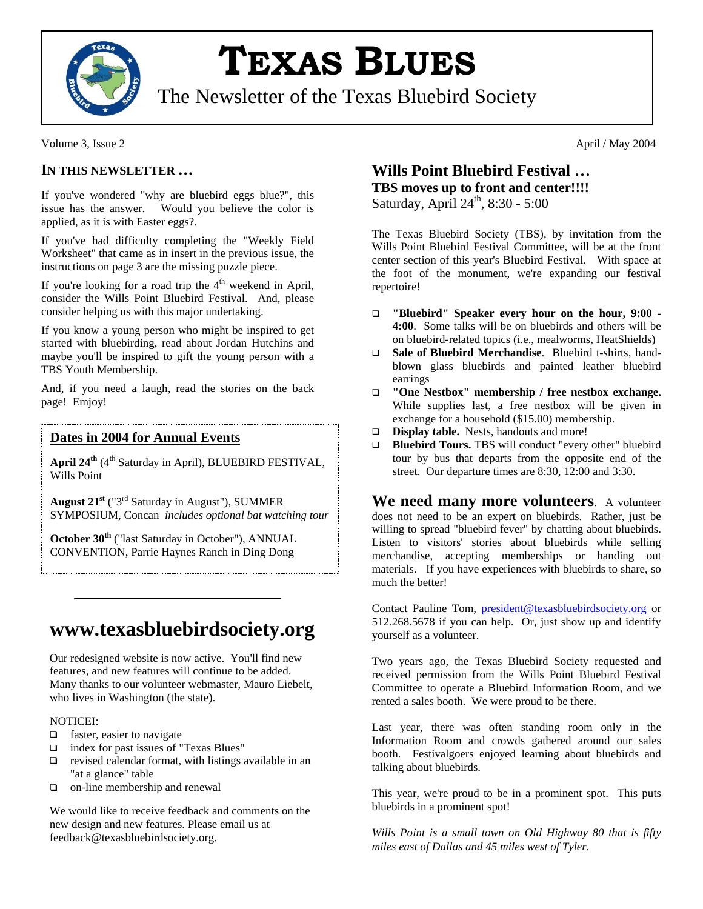# TEXAS BLUES

The Newsletter of the Texas Bluebird Society

Volume 3, Issue 2 April / May 2004

## IN THIS NEWSLETTER …

If you've wondered "why are bluebird eggs blue?", this issue has the answer. Would you believe the color is applied, as it is with Easter eggs?.

If you've had difficulty completing the "Weekly Field Worksheet" that came as in insert in the previous issue, the instructions on page 3 are the missing puzzle piece.

If you're looking for a road trip the 4th weekend in April, consider the Wills Point Bluebird Festival. And, please consider helping us with this major undertaking.

If you know a young person who might be inspired to get started with bluebirding, read about Jordan Hutchins and maybe you'll be inspired to gift the young person with a TBS Youth Membership.

And, if you need a laugh, read the stories on the back page! Emjoy!

### Dates in 2004 for Annual Events

**April 24th** (4th Saturday in April), BLUEBIRD FESTIVAL, Wills Point

**August 21st** ("3rd Saturday in August"), SUMMER SYMPOSIUM, Concan *includes optional bat watching tour*

**October 30th** ("last Saturday in October"), ANNUAL CONVENTION, Parrie Haynes Ranch in Ding Dong

## www.texasbluebirdsociety.org

Our redesigned website is now active. You'll find new features, and new features will continue to be added. Many thanks to our volunteer webmaster, Mauro Liebelt, who lives in Washington (the state).

NOTICEI:

- faster, easier to navigate
- index for past issues of "Texas Blues"
- revised calendar format, with listings available in an "at a glance" table
- on-line membership and renewal

We would like to receive feedback and comments on the new design and new features. Please email us at feedback@texasbluebirdsociety.org.

## Wills Point Bluebird Festival …

**TBS moves up to front and center!!!!**

Saturday, April 24th, 8:30 - 5:00

The Texas Bluebird Society (TBS), by invitation from the Wills Point Bluebird Festival Committee, will be at the front center section of this year's Bluebird Festival. With space at the foot of the monument, we're expanding our festival repertoire!

- **"Bluebird" Speaker every hour on the hour, 9:00 - 4:00**. Some talks will be on bluebirds and others will be on bluebird-related topics (i.e., mealworms, HeatShields)
- **Sale of Bluebird Merchandise**. Bluebird t-shirts, hand-blown glass bluebirds and painted leather bluebird earrings
- **"One Nestbox" membership / free nestbox exchange.** While supplies last, a free nestbox will be given in exchange for a household ($15.00) membership.
- **Display table.** Nests, handouts and more!
- **Bluebird Tours.** TBS will conduct "every other" bluebird tour by bus that departs from the opposite end of the street. Our departure times are 8:30, 12:00 and 3:30.

**We need many more volunteers**. A volunteer does not need to be an expert on bluebirds. Rather, just be willing to spread "bluebird fever" by chatting about bluebirds. Listen to visitors' stories about bluebirds while selling merchandise, accepting memberships or handing out materials. If you have experiences with bluebirds to share, so much the better!

Contact Pauline Tom, president@texasbluebirdsociety.org or 512.268.5678 if you can help. Or, just show up and identify yourself as a volunteer.

Two years ago, the Texas Bluebird Society requested and received permission from the Wills Point Bluebird Festival Committee to operate a Bluebird Information Room, and we rented a sales booth. We were proud to be there.

Last year, there was often standing room only in the Information Room and crowds gathered around our sales booth. Festivalgoers enjoyed learning about bluebirds and talking about bluebirds.

This year, we're proud to be in a prominent spot. This puts bluebirds in a prominent spot!

*Wills Point is a small town on Old Highway 80 that is fifty miles east of Dallas and 45 miles west of Tyler.*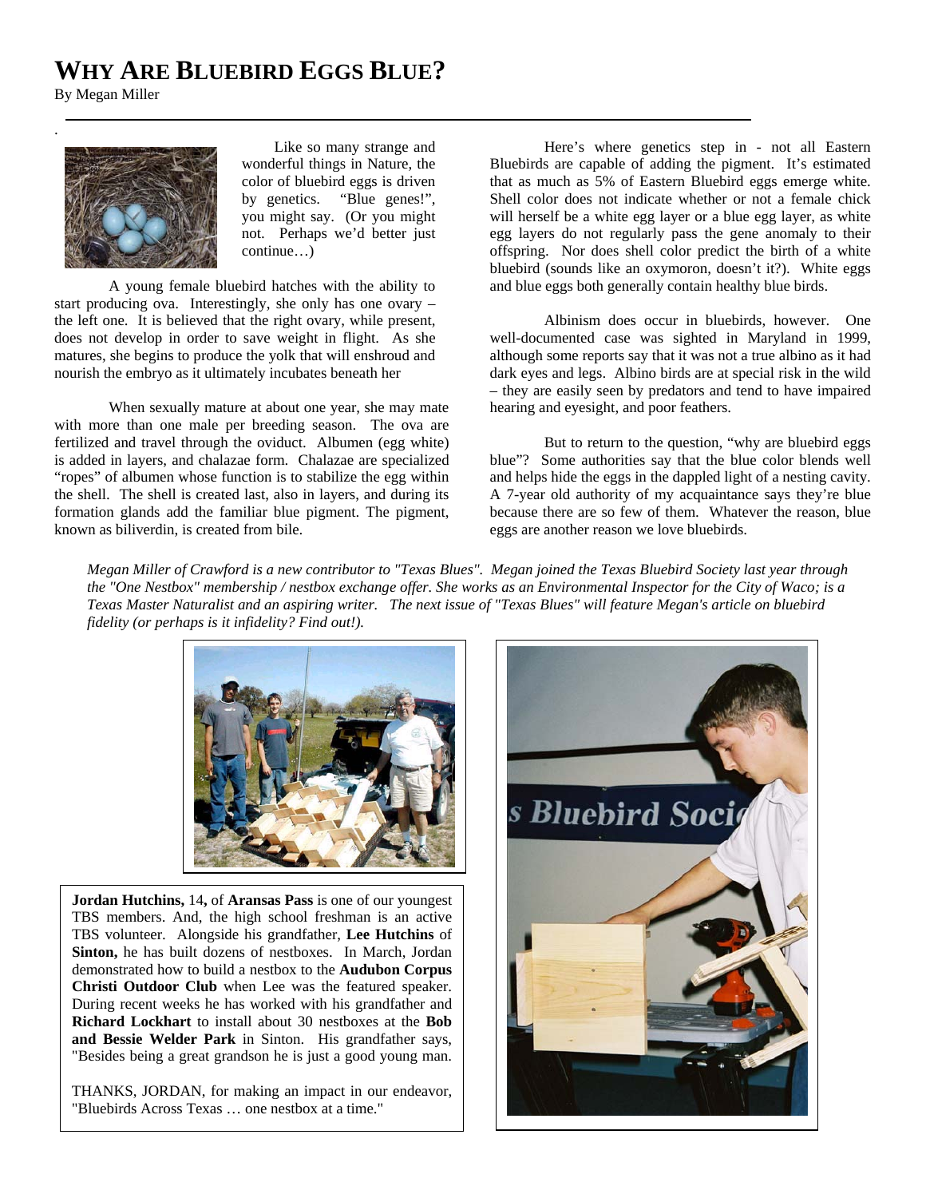# WHY ARE BLUEBIRD EGGS BLUE?

By Megan Miller

Like so many strange and wonderful things in Nature, the color of bluebird eggs is driven by genetics. "Blue genes!", you might say. (Or you might not. Perhaps we'd better just continue…)

A young female bluebird hatches with the ability to start producing ova. Interestingly, she only has one ovary – the left one. It is believed that the right ovary, while present, does not develop in order to save weight in flight. As she matures, she begins to produce the yolk that will enshroud and nourish the embryo as it ultimately incubates beneath her

When sexually mature at about one year, she may mate with more than one male per breeding season. The ova are fertilized and travel through the oviduct. Albumen (egg white) is added in layers, and chalazae form. Chalazae are specialized "ropes" of albumen whose function is to stabilize the egg within the shell. The shell is created last, also in layers, and during its formation glands add the familiar blue pigment. The pigment, known as biliverdin, is created from bile.

Here's where genetics step in - not all Eastern Bluebirds are capable of adding the pigment. It's estimated that as much as 5% of Eastern Bluebird eggs emerge white. Shell color does not indicate whether or not a female chick will herself be a white egg layer or a blue egg layer, as white egg layers do not regularly pass the gene anomaly to their offspring. Nor does shell color predict the birth of a white bluebird (sounds like an oxymoron, doesn't it?). White eggs and blue eggs both generally contain healthy blue birds.

Albinism does occur in bluebirds, however. One well-documented case was sighted in Maryland in 1999, although some reports say that it was not a true albino as it had dark eyes and legs. Albino birds are at special risk in the wild – they are easily seen by predators and tend to have impaired hearing and eyesight, and poor feathers.

But to return to the question, "why are bluebird eggs blue"? Some authorities say that the blue color blends well and helps hide the eggs in the dappled light of a nesting cavity. A 7-year old authority of my acquaintance says they're blue because there are so few of them. Whatever the reason, blue eggs are another reason we love bluebirds.

*Megan Miller of Crawford is a new contributor to "Texas Blues". Megan joined the Texas Bluebird Society last year through the "One Nestbox" membership / nestbox exchange offer. She works as an Environmental Inspector for the City of Waco; is a Texas Master Naturalist and an aspiring writer. The next issue of "Texas Blues" will feature Megan's article on bluebird fidelity (or perhaps is it infidelity? Find out!).*

**Jordan Hutchins,** 14**,** of **Aransas Pass** is one of our youngest TBS members. And, the high school freshman is an active TBS volunteer. Alongside his grandfather, **Lee Hutchins** of **Sinton,** he has built dozens of nestboxes. In March, Jordan demonstrated how to build a nestbox to the **Audubon Corpus Christi Outdoor Club** when Lee was the featured speaker. During recent weeks he has worked with his grandfather and **Richard Lockhart** to install about 30 nestboxes at the **Bob and Bessie Welder Park** in Sinton. His grandfather says, "Besides being a great grandson he is just a good young man.

THANKS, JORDAN, for making an impact in our endeavor, "Bluebirds Across Texas … one nestbox at a time."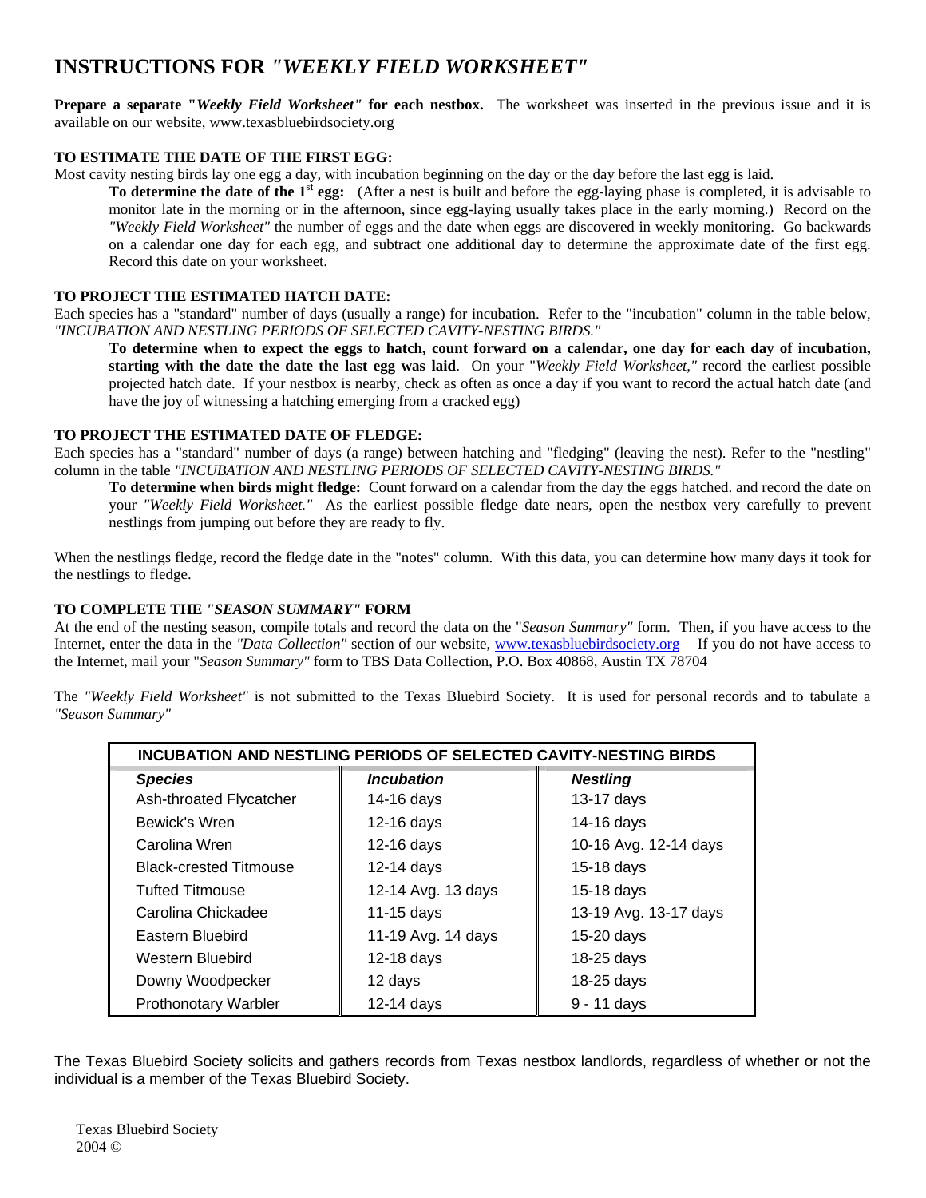# INSTRUCTIONS FOR *"WEEKLY FIELD WORKSHEET"*

**Prepare a separate "*Weekly Field Worksheet"* for each nestbox.** The worksheet was inserted in the previous issue and it is available on our website, www.texasbluebirdsociety.org

### TO ESTIMATE THE DATE OF THE FIRST EGG:

Most cavity nesting birds lay one egg a day, with incubation beginning on the day or the day before the last egg is laid.

> **To determine the date of the 1st egg:** (After a nest is built and before the egg-laying phase is completed, it is advisable to monitor late in the morning or in the afternoon, since egg-laying usually takes place in the early morning.) Record on the *"Weekly Field Worksheet"* the number of eggs and the date when eggs are discovered in weekly monitoring. Go backwards on a calendar one day for each egg, and subtract one additional day to determine the approximate date of the first egg. Record this date on your worksheet.

### TO PROJECT THE ESTIMATED HATCH DATE:

Each species has a "standard" number of days (usually a range) for incubation. Refer to the "incubation" column in the table below, *"INCUBATION AND NESTLING PERIODS OF SELECTED CAVITY-NESTING BIRDS."*

> **To determine when to expect the eggs to hatch, count forward on a calendar, one day for each day of incubation, starting with the date the date the last egg was laid**. On your "*Weekly Field Worksheet,"* record the earliest possible projected hatch date. If your nestbox is nearby, check as often as once a day if you want to record the actual hatch date (and have the joy of witnessing a hatching emerging from a cracked egg)

### TO PROJECT THE ESTIMATED DATE OF FLEDGE:

Each species has a "standard" number of days (a range) between hatching and "fledging" (leaving the nest). Refer to the "nestling" column in the table *"INCUBATION AND NESTLING PERIODS OF SELECTED CAVITY-NESTING BIRDS."*

> **To determine when birds might fledge:** Count forward on a calendar from the day the eggs hatched. and record the date on your *"Weekly Field Worksheet."* As the earliest possible fledge date nears, open the nestbox very carefully to prevent nestlings from jumping out before they are ready to fly.

When the nestlings fledge, record the fledge date in the "notes" column. With this data, you can determine how many days it took for the nestlings to fledge.

### TO COMPLETE THE *"SEASON SUMMARY"* FORM

At the end of the nesting season, compile totals and record the data on the "*Season Summary"* form. Then, if you have access to the Internet, enter the data in the *"Data Collection"* section of our website, www.texasbluebirdsociety.org If you do not have access to the Internet, mail your "*Season Summary"* form to TBS Data Collection, P.O. Box 40868, Austin TX 78704

The *"Weekly Field Worksheet"* is not submitted to the Texas Bluebird Society. It is used for personal records and to tabulate a *"Season Summary"*

**INCUBATION AND NESTLING PERIODS OF SELECTED CAVITY-NESTING BIRDS**

| *Species* | *Incubation* | *Nestling* |
|---|---|---|
| Ash-throated Flycatcher | 14-16 days | 13-17 days |
| Bewick's Wren | 12-16 days | 14-16 days |
| Carolina Wren | 12-16 days | 10-16 Avg. 12-14 days |
| Black-crested Titmouse | 12-14 days | 15-18 days |
| Tufted Titmouse | 12-14 Avg. 13 days | 15-18 days |
| Carolina Chickadee | 11-15 days | 13-19 Avg. 13-17 days |
| Eastern Bluebird | 11-19 Avg. 14 days | 15-20 days |
| Western Bluebird | 12-18 days | 18-25 days |
| Downy Woodpecker | 12 days | 18-25 days |
| Prothonotary Warbler | 12-14 days | 9 - 11 days |

The Texas Bluebird Society solicits and gathers records from Texas nestbox landlords, regardless of whether or not the individual is a member of the Texas Bluebird Society.

Texas Bluebird Society
2004 ©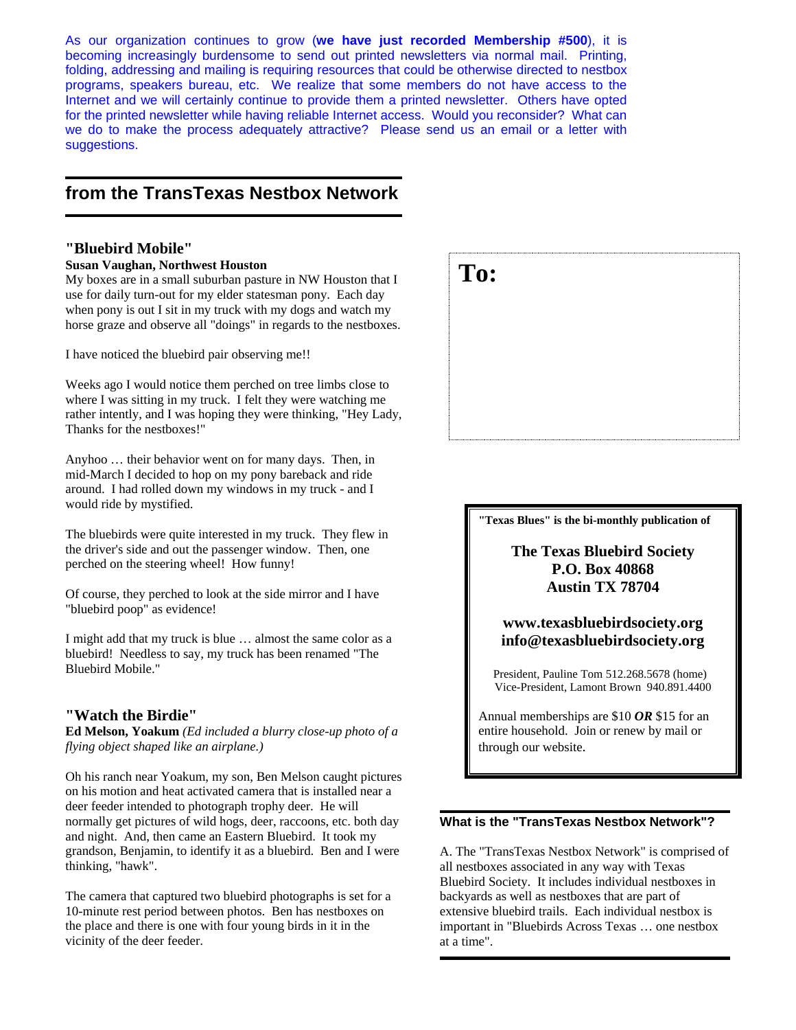As our organization continues to grow (**we have just recorded Membership #500**), it is becoming increasingly burdensome to send out printed newsletters via normal mail. Printing, folding, addressing and mailing is requiring resources that could be otherwise directed to nestbox programs, speakers bureau, etc. We realize that some members do not have access to the Internet and we will certainly continue to provide them a printed newsletter. Others have opted for the printed newsletter while having reliable Internet access. Would you reconsider? What can we do to make the process adequately attractive? Please send us an email or a letter with suggestions.

## from the TransTexas Nestbox Network

### "Bluebird Mobile"

**Susan Vaughan, Northwest Houston**

My boxes are in a small suburban pasture in NW Houston that I use for daily turn-out for my elder statesman pony. Each day when pony is out I sit in my truck with my dogs and watch my horse graze and observe all "doings" in regards to the nestboxes.

I have noticed the bluebird pair observing me!!

Weeks ago I would notice them perched on tree limbs close to where I was sitting in my truck. I felt they were watching me rather intently, and I was hoping they were thinking, "Hey Lady, Thanks for the nestboxes!"

Anyhoo … their behavior went on for many days. Then, in mid-March I decided to hop on my pony bareback and ride around. I had rolled down my windows in my truck - and I would ride by mystified.

The bluebirds were quite interested in my truck. They flew in the driver's side and out the passenger window. Then, one perched on the steering wheel! How funny!

Of course, they perched to look at the side mirror and I have "bluebird poop" as evidence!

I might add that my truck is blue … almost the same color as a bluebird! Needless to say, my truck has been renamed "The Bluebird Mobile."

### "Watch the Birdie"

**Ed Melson, Yoakum** *(Ed included a blurry close-up photo of a flying object shaped like an airplane.)*

Oh his ranch near Yoakum, my son, Ben Melson caught pictures on his motion and heat activated camera that is installed near a deer feeder intended to photograph trophy deer. He will normally get pictures of wild hogs, deer, raccoons, etc. both day and night. And, then came an Eastern Bluebird. It took my grandson, Benjamin, to identify it as a bluebird. Ben and I were thinking, "hawk".

The camera that captured two bluebird photographs is set for a 10-minute rest period between photos. Ben has nestboxes on the place and there is one with four young birds in it in the vicinity of the deer feeder.

**To:**

**"Texas Blues" is the bi-monthly publication of**

**The Texas Bluebird Society**
**P.O. Box 40868**
**Austin TX 78704**

**www.texasbluebirdsociety.org**
**info@texasbluebirdsociety.org**

President, Pauline Tom 512.268.5678 (home)
Vice-President, Lamont Brown 940.891.4400

Annual memberships are $10 ***OR*** $15 for an entire household. Join or renew by mail or through our website.

### What is the "TransTexas Nestbox Network"?

A. The "TransTexas Nestbox Network" is comprised of all nestboxes associated in any way with Texas Bluebird Society. It includes individual nestboxes in backyards as well as nestboxes that are part of extensive bluebird trails. Each individual nestbox is important in "Bluebirds Across Texas … one nestbox at a time".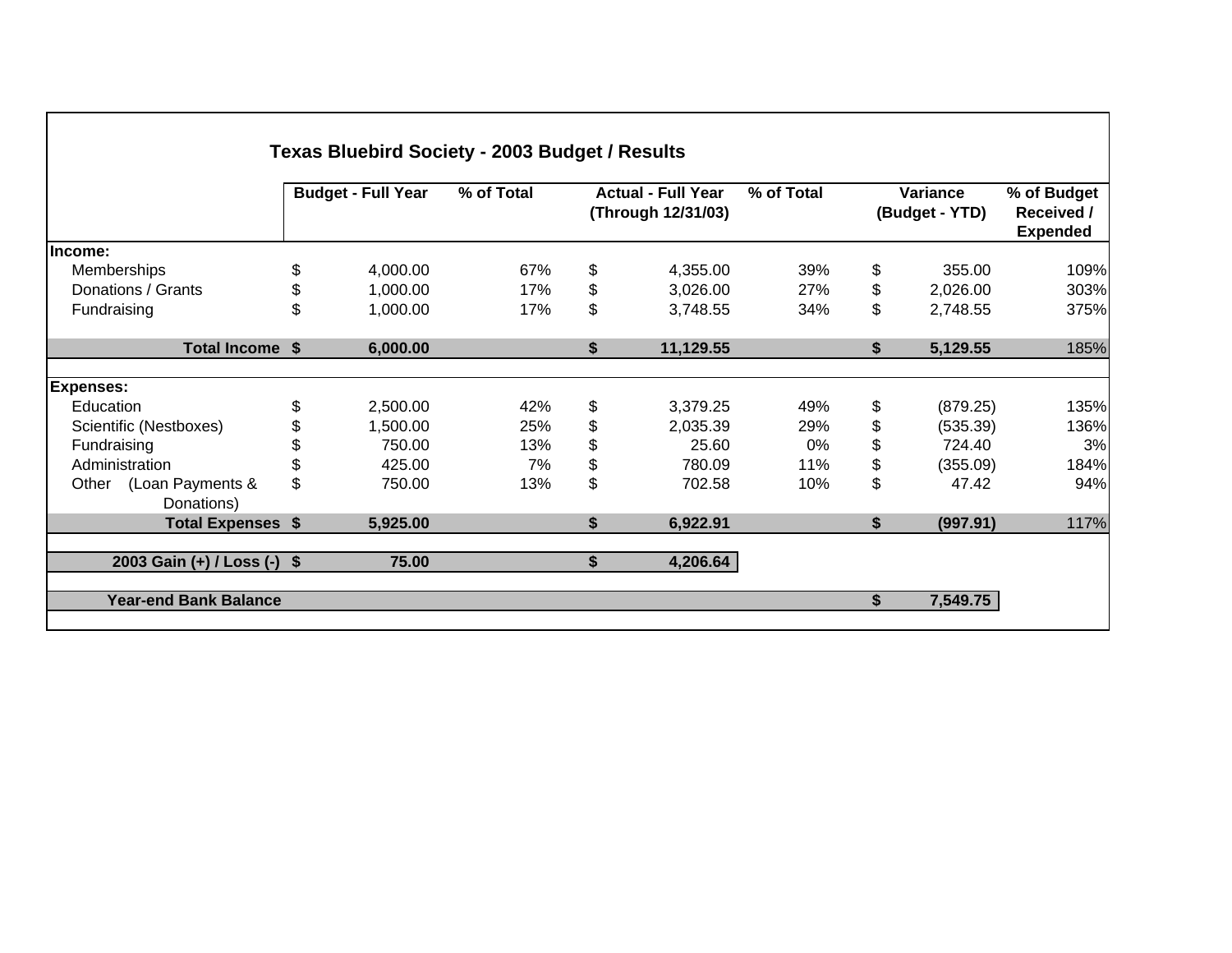## Texas Bluebird Society - 2003 Budget / Results

| | Budget - Full Year | % of Total | Actual - Full Year (Through 12/31/03) | % of Total | Variance (Budget - YTD) | % of Budget Received / Expended |
|---|---|---|---|---|---|---|
| **Income:** | | | | | | |
| Memberships | $ 4,000.00 | 67% | $ 4,355.00 | 39% | $ 355.00 | 109% |
| Donations / Grants | $ 1,000.00 | 17% | $ 3,026.00 | 27% | $ 2,026.00 | 303% |
| Fundraising | $ 1,000.00 | 17% | $ 3,748.55 | 34% | $ 2,748.55 | 375% |
| **Total Income** | **$ 6,000.00** | | **$ 11,129.55** | | **$ 5,129.55** | 185% |
| **Expenses:** | | | | | | |
| Education | $ 2,500.00 | 42% | $ 3,379.25 | 49% | $ (879.25) | 135% |
| Scientific (Nestboxes) | $ 1,500.00 | 25% | $ 2,035.39 | 29% | $ (535.39) | 136% |
| Fundraising | $ 750.00 | 13% | $ 25.60 | 0% | $ 724.40 | 3% |
| Administration | $ 425.00 | 7% | $ 780.09 | 11% | $ (355.09) | 184% |
| Other (Loan Payments & Donations) | $ 750.00 | 13% | $ 702.58 | 10% | $ 47.42 | 94% |
| **Total Expenses** | **$ 5,925.00** | | **$ 6,922.91** | | **$ (997.91)** | 117% |
| **2003 Gain (+) / Loss (-)** | **$ 75.00** | | **$ 4,206.64** | | | |
| **Year-end Bank Balance** | | | | | **$ 7,549.75** | |